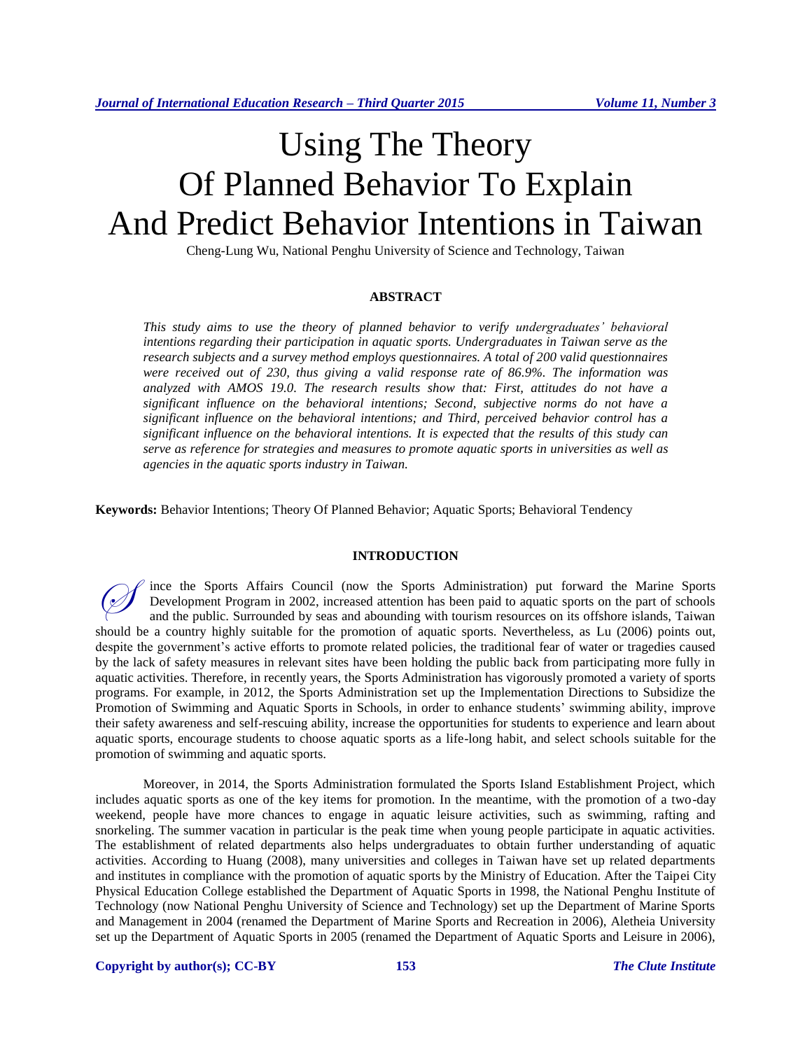# Using The Theory Of Planned Behavior To Explain And Predict Behavior Intentions in Taiwan

Cheng-Lung Wu, National Penghu University of Science and Technology, Taiwan

## ABSTRACT

*This study aims to use the theory of planned behavior to verify undergraduates' behavioral intentions regarding their participation in aquatic sports. Undergraduates in Taiwan serve as the research subjects and a survey method employs questionnaires. A total of 200 valid questionnaires were received out of 230, thus giving a valid response rate of 86.9%. The information was analyzed with AMOS 19.0. The research results show that: First, attitudes do not have a significant influence on the behavioral intentions; Second, subjective norms do not have a significant influence on the behavioral intentions; and Third, perceived behavior control has a significant influence on the behavioral intentions. It is expected that the results of this study can serve as reference for strategies and measures to promote aquatic sports in universities as well as agencies in the aquatic sports industry in Taiwan.*

**Keywords:** Behavior Intentions; Theory Of Planned Behavior; Aquatic Sports; Behavioral Tendency

## INTRODUCTION

Since the Sports Affairs Council (now the Sports Administration) put forward the Marine Sports Development Program in 2002, increased attention has been paid to aquatic sports on the part of schools and the public. Surrounded by seas and abounding with tourism resources on its offshore islands, Taiwan should be a country highly suitable for the promotion of aquatic sports. Nevertheless, as Lu (2006) points out, despite the government's active efforts to promote related policies, the traditional fear of water or tragedies caused by the lack of safety measures in relevant sites have been holding the public back from participating more fully in aquatic activities. Therefore, in recently years, the Sports Administration has vigorously promoted a variety of sports programs. For example, in 2012, the Sports Administration set up the Implementation Directions to Subsidize the Promotion of Swimming and Aquatic Sports in Schools, in order to enhance students' swimming ability, improve their safety awareness and self-rescuing ability, increase the opportunities for students to experience and learn about aquatic sports, encourage students to choose aquatic sports as a life-long habit, and select schools suitable for the promotion of swimming and aquatic sports.

Moreover, in 2014, the Sports Administration formulated the Sports Island Establishment Project, which includes aquatic sports as one of the key items for promotion. In the meantime, with the promotion of a two-day weekend, people have more chances to engage in aquatic leisure activities, such as swimming, rafting and snorkeling. The summer vacation in particular is the peak time when young people participate in aquatic activities. The establishment of related departments also helps undergraduates to obtain further understanding of aquatic activities. According to Huang (2008), many universities and colleges in Taiwan have set up related departments and institutes in compliance with the promotion of aquatic sports by the Ministry of Education. After the Taipei City Physical Education College established the Department of Aquatic Sports in 1998, the National Penghu Institute of Technology (now National Penghu University of Science and Technology) set up the Department of Marine Sports and Management in 2004 (renamed the Department of Marine Sports and Recreation in 2006), Aletheia University set up the Department of Aquatic Sports in 2005 (renamed the Department of Aquatic Sports and Leisure in 2006),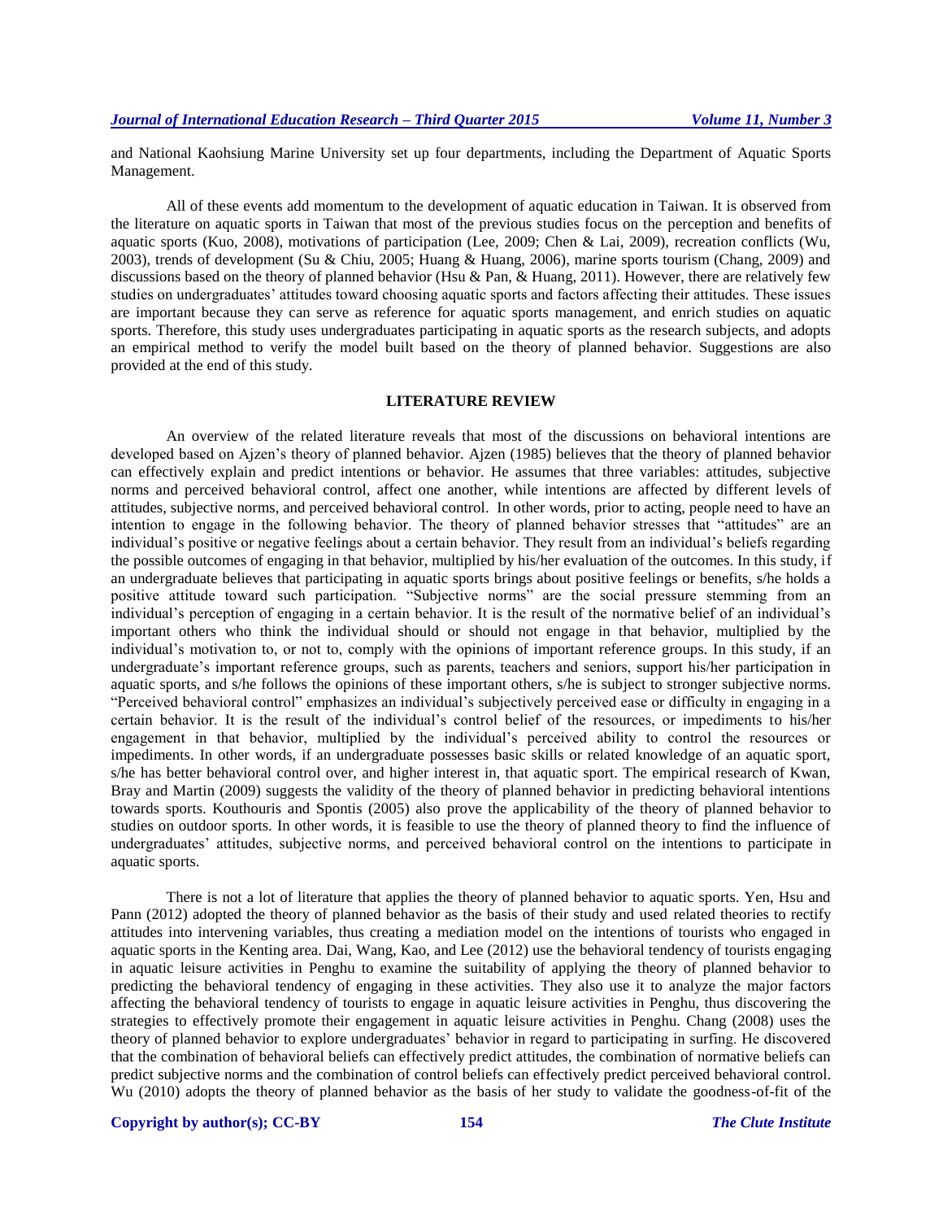and National Kaohsiung Marine University set up four departments, including the Department of Aquatic Sports Management.

All of these events add momentum to the development of aquatic education in Taiwan. It is observed from the literature on aquatic sports in Taiwan that most of the previous studies focus on the perception and benefits of aquatic sports (Kuo, 2008), motivations of participation (Lee, 2009; Chen & Lai, 2009), recreation conflicts (Wu, 2003), trends of development (Su & Chiu, 2005; Huang & Huang, 2006), marine sports tourism (Chang, 2009) and discussions based on the theory of planned behavior (Hsu & Pan, & Huang, 2011). However, there are relatively few studies on undergraduates' attitudes toward choosing aquatic sports and factors affecting their attitudes. These issues are important because they can serve as reference for aquatic sports management, and enrich studies on aquatic sports. Therefore, this study uses undergraduates participating in aquatic sports as the research subjects, and adopts an empirical method to verify the model built based on the theory of planned behavior. Suggestions are also provided at the end of this study.

## LITERATURE REVIEW

An overview of the related literature reveals that most of the discussions on behavioral intentions are developed based on Ajzen's theory of planned behavior. Ajzen (1985) believes that the theory of planned behavior can effectively explain and predict intentions or behavior. He assumes that three variables: attitudes, subjective norms and perceived behavioral control, affect one another, while intentions are affected by different levels of attitudes, subjective norms, and perceived behavioral control. In other words, prior to acting, people need to have an intention to engage in the following behavior. The theory of planned behavior stresses that "attitudes" are an individual's positive or negative feelings about a certain behavior. They result from an individual's beliefs regarding the possible outcomes of engaging in that behavior, multiplied by his/her evaluation of the outcomes. In this study, if an undergraduate believes that participating in aquatic sports brings about positive feelings or benefits, s/he holds a positive attitude toward such participation. "Subjective norms" are the social pressure stemming from an individual's perception of engaging in a certain behavior. It is the result of the normative belief of an individual's important others who think the individual should or should not engage in that behavior, multiplied by the individual's motivation to, or not to, comply with the opinions of important reference groups. In this study, if an undergraduate's important reference groups, such as parents, teachers and seniors, support his/her participation in aquatic sports, and s/he follows the opinions of these important others, s/he is subject to stronger subjective norms. "Perceived behavioral control" emphasizes an individual's subjectively perceived ease or difficulty in engaging in a certain behavior. It is the result of the individual's control belief of the resources, or impediments to his/her engagement in that behavior, multiplied by the individual's perceived ability to control the resources or impediments. In other words, if an undergraduate possesses basic skills or related knowledge of an aquatic sport, s/he has better behavioral control over, and higher interest in, that aquatic sport. The empirical research of Kwan, Bray and Martin (2009) suggests the validity of the theory of planned behavior in predicting behavioral intentions towards sports. Kouthouris and Spontis (2005) also prove the applicability of the theory of planned behavior to studies on outdoor sports. In other words, it is feasible to use the theory of planned theory to find the influence of undergraduates' attitudes, subjective norms, and perceived behavioral control on the intentions to participate in aquatic sports.

There is not a lot of literature that applies the theory of planned behavior to aquatic sports. Yen, Hsu and Pann (2012) adopted the theory of planned behavior as the basis of their study and used related theories to rectify attitudes into intervening variables, thus creating a mediation model on the intentions of tourists who engaged in aquatic sports in the Kenting area. Dai, Wang, Kao, and Lee (2012) use the behavioral tendency of tourists engaging in aquatic leisure activities in Penghu to examine the suitability of applying the theory of planned behavior to predicting the behavioral tendency of engaging in these activities. They also use it to analyze the major factors affecting the behavioral tendency of tourists to engage in aquatic leisure activities in Penghu, thus discovering the strategies to effectively promote their engagement in aquatic leisure activities in Penghu. Chang (2008) uses the theory of planned behavior to explore undergraduates' behavior in regard to participating in surfing. He discovered that the combination of behavioral beliefs can effectively predict attitudes, the combination of normative beliefs can predict subjective norms and the combination of control beliefs can effectively predict perceived behavioral control. Wu (2010) adopts the theory of planned behavior as the basis of her study to validate the goodness-of-fit of the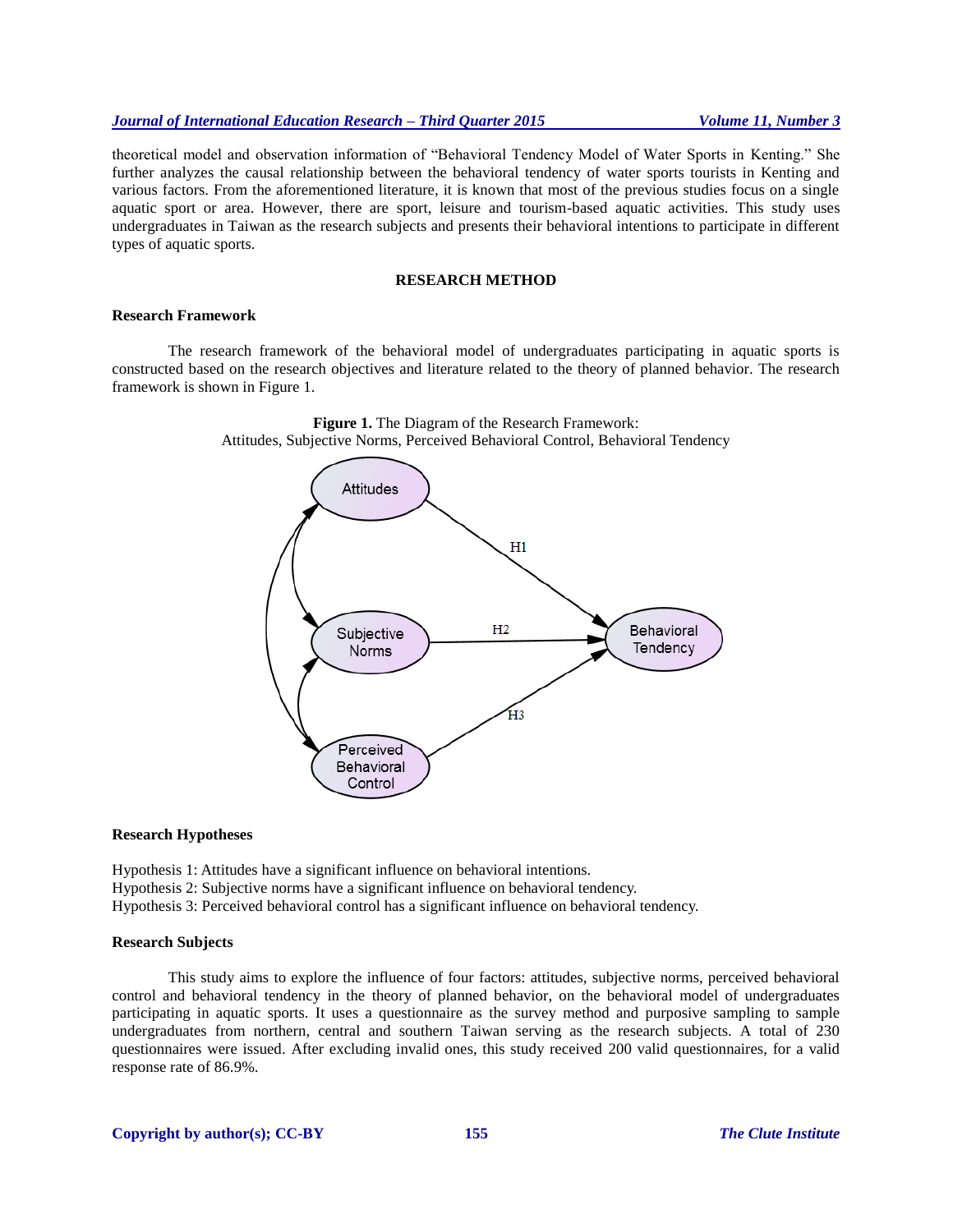theoretical model and observation information of "Behavioral Tendency Model of Water Sports in Kenting." She further analyzes the causal relationship between the behavioral tendency of water sports tourists in Kenting and various factors. From the aforementioned literature, it is known that most of the previous studies focus on a single aquatic sport or area. However, there are sport, leisure and tourism-based aquatic activities. This study uses undergraduates in Taiwan as the research subjects and presents their behavioral intentions to participate in different types of aquatic sports.

## RESEARCH METHOD

### Research Framework

The research framework of the behavioral model of undergraduates participating in aquatic sports is constructed based on the research objectives and literature related to the theory of planned behavior. The research framework is shown in Figure 1.

**Figure 1.** The Diagram of the Research Framework: Attitudes, Subjective Norms, Perceived Behavioral Control, Behavioral Tendency

### Research Hypotheses

Hypothesis 1: Attitudes have a significant influence on behavioral intentions.
Hypothesis 2: Subjective norms have a significant influence on behavioral tendency.
Hypothesis 3: Perceived behavioral control has a significant influence on behavioral tendency.

### Research Subjects

This study aims to explore the influence of four factors: attitudes, subjective norms, perceived behavioral control and behavioral tendency in the theory of planned behavior, on the behavioral model of undergraduates participating in aquatic sports. It uses a questionnaire as the survey method and purposive sampling to sample undergraduates from northern, central and southern Taiwan serving as the research subjects. A total of 230 questionnaires were issued. After excluding invalid ones, this study received 200 valid questionnaires, for a valid response rate of 86.9%.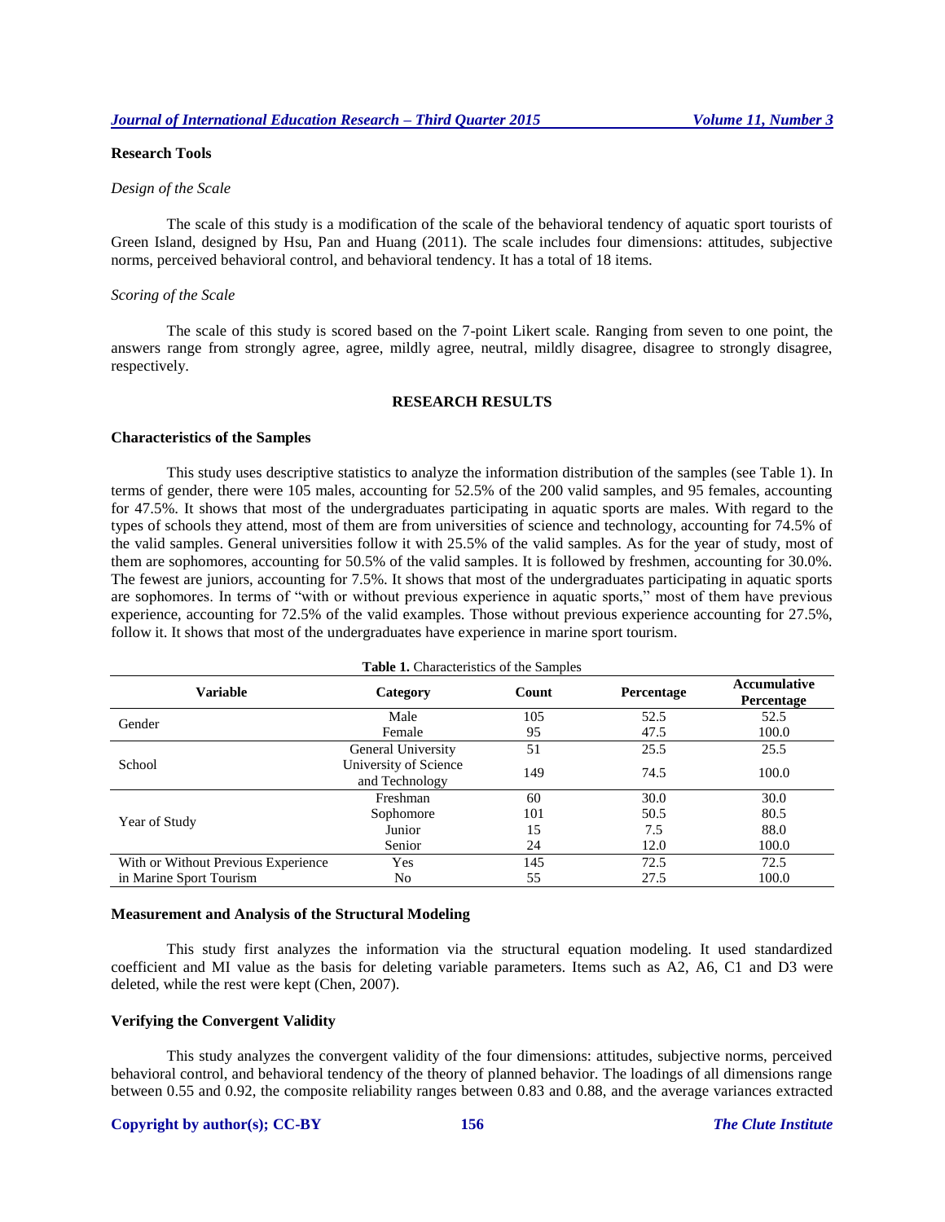### Research Tools

*Design of the Scale*

The scale of this study is a modification of the scale of the behavioral tendency of aquatic sport tourists of Green Island, designed by Hsu, Pan and Huang (2011). The scale includes four dimensions: attitudes, subjective norms, perceived behavioral control, and behavioral tendency. It has a total of 18 items.

*Scoring of the Scale*

The scale of this study is scored based on the 7-point Likert scale. Ranging from seven to one point, the answers range from strongly agree, agree, mildly agree, neutral, mildly disagree, disagree to strongly disagree, respectively.

## RESEARCH RESULTS

### Characteristics of the Samples

This study uses descriptive statistics to analyze the information distribution of the samples (see Table 1). In terms of gender, there were 105 males, accounting for 52.5% of the 200 valid samples, and 95 females, accounting for 47.5%. It shows that most of the undergraduates participating in aquatic sports are males. With regard to the types of schools they attend, most of them are from universities of science and technology, accounting for 74.5% of the valid samples. General universities follow it with 25.5% of the valid samples. As for the year of study, most of them are sophomores, accounting for 50.5% of the valid samples. It is followed by freshmen, accounting for 30.0%. The fewest are juniors, accounting for 7.5%. It shows that most of the undergraduates participating in aquatic sports are sophomores. In terms of "with or without previous experience in aquatic sports," most of them have previous experience, accounting for 72.5% of the valid examples. Those without previous experience accounting for 27.5%, follow it. It shows that most of the undergraduates have experience in marine sport tourism.

**Table 1.** Characteristics of the Samples

| Variable | Category | Count | Percentage | Accumulative Percentage |
|---|---|---|---|---|
| Gender | Male | 105 | 52.5 | 52.5 |
| | Female | 95 | 47.5 | 100.0 |
| School | General University | 51 | 25.5 | 25.5 |
| | University of Science and Technology | 149 | 74.5 | 100.0 |
| Year of Study | Freshman | 60 | 30.0 | 30.0 |
| | Sophomore | 101 | 50.5 | 80.5 |
| | Junior | 15 | 7.5 | 88.0 |
| | Senior | 24 | 12.0 | 100.0 |
| With or Without Previous Experience in Marine Sport Tourism | Yes | 145 | 72.5 | 72.5 |
| | No | 55 | 27.5 | 100.0 |

### Measurement and Analysis of the Structural Modeling

This study first analyzes the information via the structural equation modeling. It used standardized coefficient and MI value as the basis for deleting variable parameters. Items such as A2, A6, C1 and D3 were deleted, while the rest were kept (Chen, 2007).

### Verifying the Convergent Validity

This study analyzes the convergent validity of the four dimensions: attitudes, subjective norms, perceived behavioral control, and behavioral tendency of the theory of planned behavior. The loadings of all dimensions range between 0.55 and 0.92, the composite reliability ranges between 0.83 and 0.88, and the average variances extracted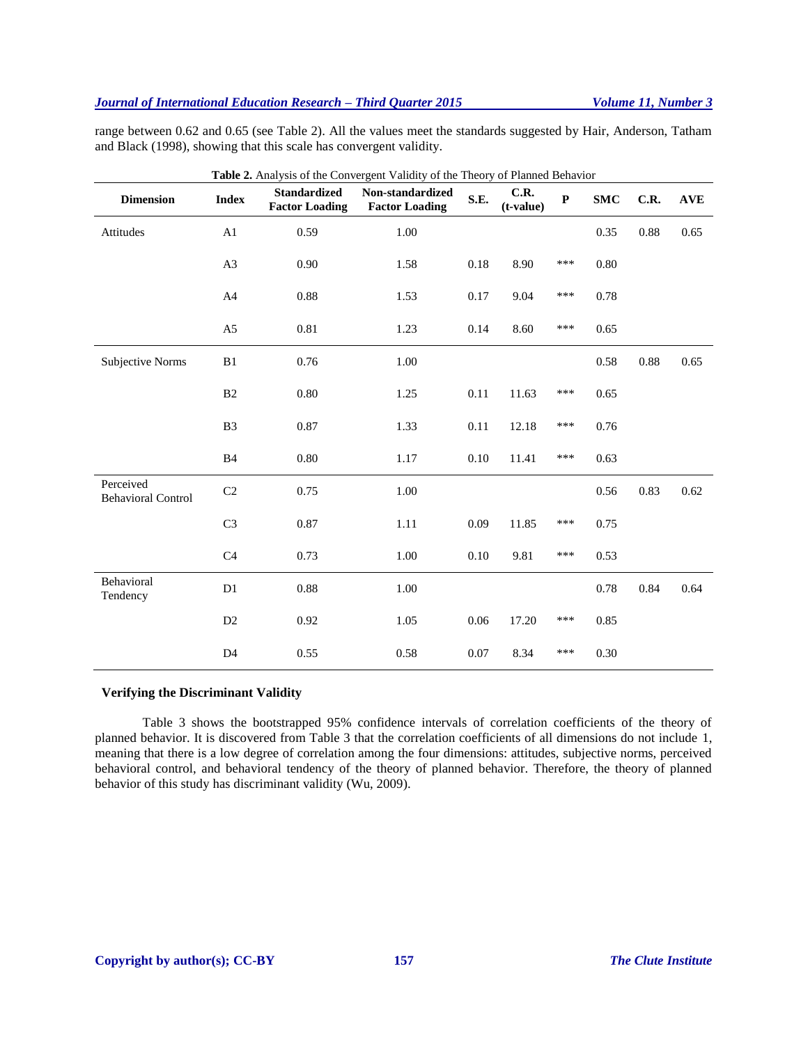range between 0.62 and 0.65 (see Table 2). All the values meet the standards suggested by Hair, Anderson, Tatham and Black (1998), showing that this scale has convergent validity.

**Table 2.** Analysis of the Convergent Validity of the Theory of Planned Behavior

| Dimension | Index | Standardized Factor Loading | Non-standardized Factor Loading | S.E. | C.R. (t-value) | P | SMC | C.R. | AVE |
|---|---|---|---|---|---|---|---|---|---|
| Attitudes | A1 | 0.59 | 1.00 | | | | 0.35 | 0.88 | 0.65 |
| | A3 | 0.90 | 1.58 | 0.18 | 8.90 | *** | 0.80 | | |
| | A4 | 0.88 | 1.53 | 0.17 | 9.04 | *** | 0.78 | | |
| | A5 | 0.81 | 1.23 | 0.14 | 8.60 | *** | 0.65 | | |
| Subjective Norms | B1 | 0.76 | 1.00 | | | | 0.58 | 0.88 | 0.65 |
| | B2 | 0.80 | 1.25 | 0.11 | 11.63 | *** | 0.65 | | |
| | B3 | 0.87 | 1.33 | 0.11 | 12.18 | *** | 0.76 | | |
| | B4 | 0.80 | 1.17 | 0.10 | 11.41 | *** | 0.63 | | |
| Perceived Behavioral Control | C2 | 0.75 | 1.00 | | | | 0.56 | 0.83 | 0.62 |
| | C3 | 0.87 | 1.11 | 0.09 | 11.85 | *** | 0.75 | | |
| | C4 | 0.73 | 1.00 | 0.10 | 9.81 | *** | 0.53 | | |
| Behavioral Tendency | D1 | 0.88 | 1.00 | | | | 0.78 | 0.84 | 0.64 |
| | D2 | 0.92 | 1.05 | 0.06 | 17.20 | *** | 0.85 | | |
| | D4 | 0.55 | 0.58 | 0.07 | 8.34 | *** | 0.30 | | |

### Verifying the Discriminant Validity

Table 3 shows the bootstrapped 95% confidence intervals of correlation coefficients of the theory of planned behavior. It is discovered from Table 3 that the correlation coefficients of all dimensions do not include 1, meaning that there is a low degree of correlation among the four dimensions: attitudes, subjective norms, perceived behavioral control, and behavioral tendency of the theory of planned behavior. Therefore, the theory of planned behavior of this study has discriminant validity (Wu, 2009).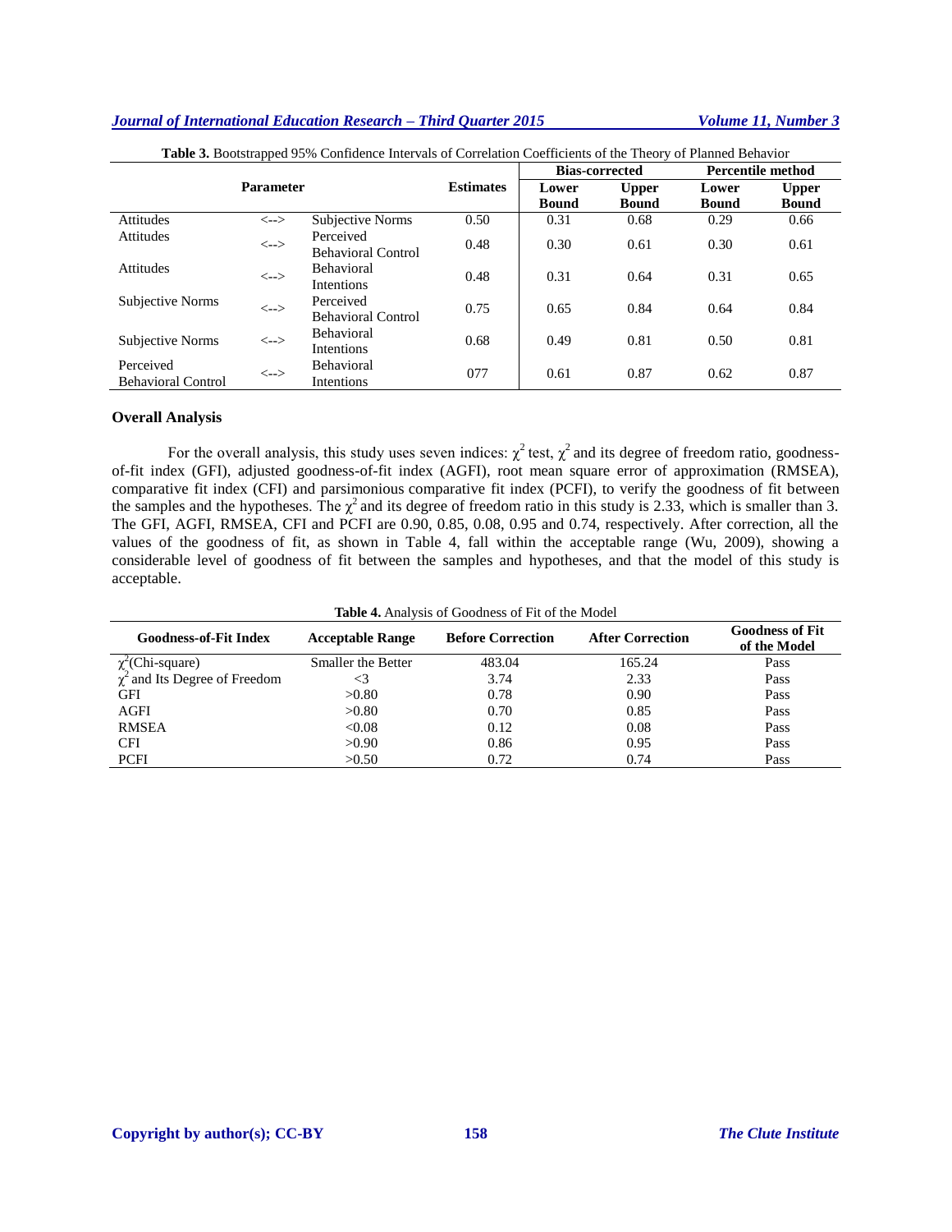**Table 3.** Bootstrapped 95% Confidence Intervals of Correlation Coefficients of the Theory of Planned Behavior

| Parameter | | | Estimates | Bias-corrected | | Percentile method | |
|---|---|---|---|---|---|---|---|
| | | | | Lower Bound | Upper Bound | Lower Bound | Upper Bound |
| Attitudes | <--> | Subjective Norms | 0.50 | 0.31 | 0.68 | 0.29 | 0.66 |
| Attitudes | <--> | Perceived Behavioral Control | 0.48 | 0.30 | 0.61 | 0.30 | 0.61 |
| Attitudes | <--> | Behavioral Intentions | 0.48 | 0.31 | 0.64 | 0.31 | 0.65 |
| Subjective Norms | <--> | Perceived Behavioral Control | 0.75 | 0.65 | 0.84 | 0.64 | 0.84 |
| Subjective Norms | <--> | Behavioral Intentions | 0.68 | 0.49 | 0.81 | 0.50 | 0.81 |
| Perceived Behavioral Control | <--> | Behavioral Intentions | 077 | 0.61 | 0.87 | 0.62 | 0.87 |

### Overall Analysis

For the overall analysis, this study uses seven indices: $\chi^2$ test, $\chi^2$ and its degree of freedom ratio, goodness-of-fit index (GFI), adjusted goodness-of-fit index (AGFI), root mean square error of approximation (RMSEA), comparative fit index (CFI) and parsimonious comparative fit index (PCFI), to verify the goodness of fit between the samples and the hypotheses. The $\chi^2$ and its degree of freedom ratio in this study is 2.33, which is smaller than 3. The GFI, AGFI, RMSEA, CFI and PCFI are 0.90, 0.85, 0.08, 0.95 and 0.74, respectively. After correction, all the values of the goodness of fit, as shown in Table 4, fall within the acceptable range (Wu, 2009), showing a considerable level of goodness of fit between the samples and hypotheses, and that the model of this study is acceptable.

**Table 4.** Analysis of Goodness of Fit of the Model

| Goodness-of-Fit Index | Acceptable Range | Before Correction | After Correction | Goodness of Fit of the Model |
|---|---|---|---|---|
| $\chi^2$(Chi-square) | Smaller the Better | 483.04 | 165.24 | Pass |
| $\chi^2$ and Its Degree of Freedom | <3 | 3.74 | 2.33 | Pass |
| GFI | >0.80 | 0.78 | 0.90 | Pass |
| AGFI | >0.80 | 0.70 | 0.85 | Pass |
| RMSEA | <0.08 | 0.12 | 0.08 | Pass |
| CFI | >0.90 | 0.86 | 0.95 | Pass |
| PCFI | >0.50 | 0.72 | 0.74 | Pass |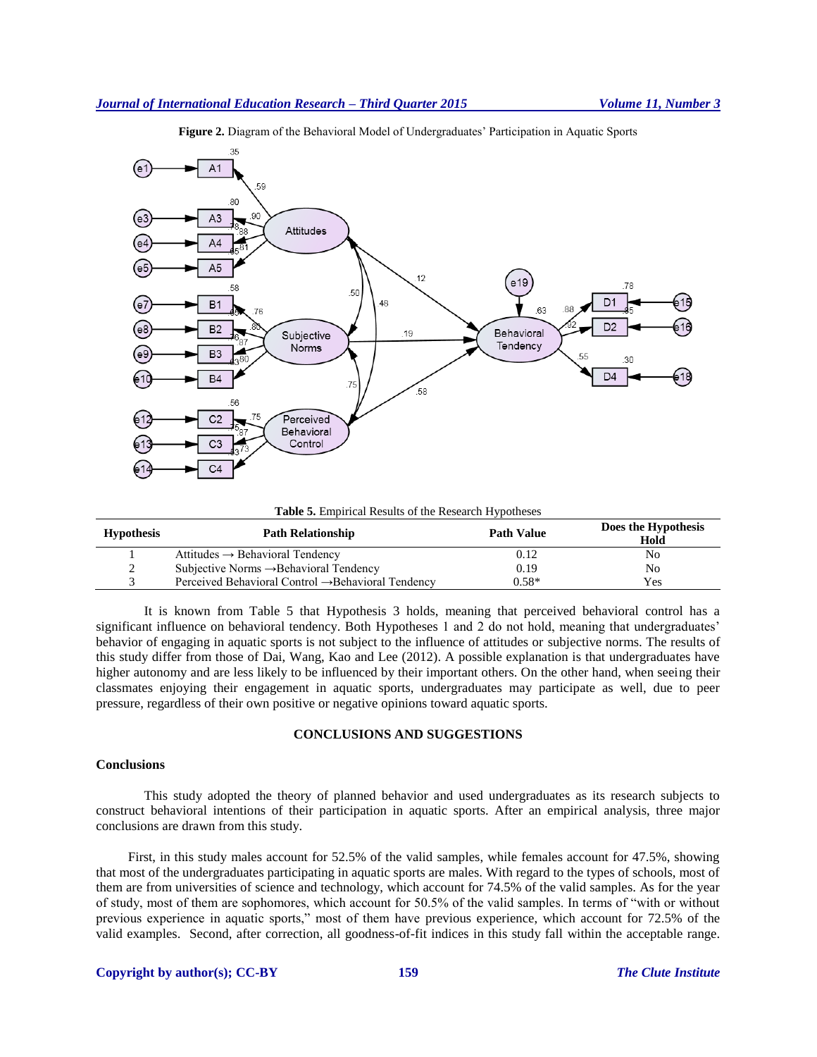**Figure 2.** Diagram of the Behavioral Model of Undergraduates' Participation in Aquatic Sports

**Table 5.** Empirical Results of the Research Hypotheses

| Hypothesis | Path Relationship | Path Value | Does the Hypothesis Hold |
|---|---|---|---|
| 1 | Attitudes → Behavioral Tendency | 0.12 | No |
| 2 | Subjective Norms →Behavioral Tendency | 0.19 | No |
| 3 | Perceived Behavioral Control →Behavioral Tendency | 0.58* | Yes |

It is known from Table 5 that Hypothesis 3 holds, meaning that perceived behavioral control has a significant influence on behavioral tendency. Both Hypotheses 1 and 2 do not hold, meaning that undergraduates' behavior of engaging in aquatic sports is not subject to the influence of attitudes or subjective norms. The results of this study differ from those of Dai, Wang, Kao and Lee (2012). A possible explanation is that undergraduates have higher autonomy and are less likely to be influenced by their important others. On the other hand, when seeing their classmates enjoying their engagement in aquatic sports, undergraduates may participate as well, due to peer pressure, regardless of their own positive or negative opinions toward aquatic sports.

## CONCLUSIONS AND SUGGESTIONS

### Conclusions

This study adopted the theory of planned behavior and used undergraduates as its research subjects to construct behavioral intentions of their participation in aquatic sports. After an empirical analysis, three major conclusions are drawn from this study.

First, in this study males account for 52.5% of the valid samples, while females account for 47.5%, showing that most of the undergraduates participating in aquatic sports are males. With regard to the types of schools, most of them are from universities of science and technology, which account for 74.5% of the valid samples. As for the year of study, most of them are sophomores, which account for 50.5% of the valid samples. In terms of "with or without previous experience in aquatic sports," most of them have previous experience, which account for 72.5% of the valid examples. Second, after correction, all goodness-of-fit indices in this study fall within the acceptable range.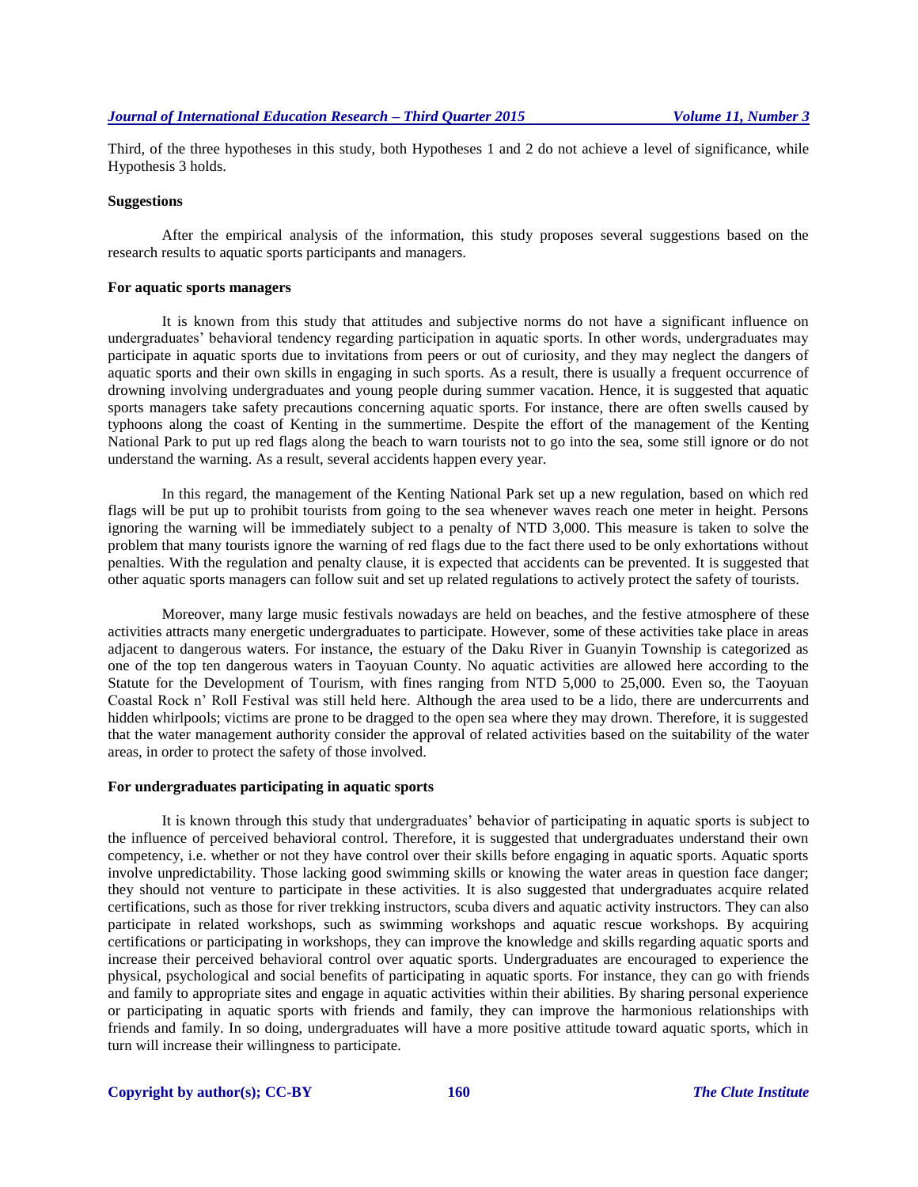Third, of the three hypotheses in this study, both Hypotheses 1 and 2 do not achieve a level of significance, while Hypothesis 3 holds.

## Suggestions

After the empirical analysis of the information, this study proposes several suggestions based on the research results to aquatic sports participants and managers.

### For aquatic sports managers

It is known from this study that attitudes and subjective norms do not have a significant influence on undergraduates' behavioral tendency regarding participation in aquatic sports. In other words, undergraduates may participate in aquatic sports due to invitations from peers or out of curiosity, and they may neglect the dangers of aquatic sports and their own skills in engaging in such sports. As a result, there is usually a frequent occurrence of drowning involving undergraduates and young people during summer vacation. Hence, it is suggested that aquatic sports managers take safety precautions concerning aquatic sports. For instance, there are often swells caused by typhoons along the coast of Kenting in the summertime. Despite the effort of the management of the Kenting National Park to put up red flags along the beach to warn tourists not to go into the sea, some still ignore or do not understand the warning. As a result, several accidents happen every year.

In this regard, the management of the Kenting National Park set up a new regulation, based on which red flags will be put up to prohibit tourists from going to the sea whenever waves reach one meter in height. Persons ignoring the warning will be immediately subject to a penalty of NTD 3,000. This measure is taken to solve the problem that many tourists ignore the warning of red flags due to the fact there used to be only exhortations without penalties. With the regulation and penalty clause, it is expected that accidents can be prevented. It is suggested that other aquatic sports managers can follow suit and set up related regulations to actively protect the safety of tourists.

Moreover, many large music festivals nowadays are held on beaches, and the festive atmosphere of these activities attracts many energetic undergraduates to participate. However, some of these activities take place in areas adjacent to dangerous waters. For instance, the estuary of the Daku River in Guanyin Township is categorized as one of the top ten dangerous waters in Taoyuan County. No aquatic activities are allowed here according to the Statute for the Development of Tourism, with fines ranging from NTD 5,000 to 25,000. Even so, the Taoyuan Coastal Rock n' Roll Festival was still held here. Although the area used to be a lido, there are undercurrents and hidden whirlpools; victims are prone to be dragged to the open sea where they may drown. Therefore, it is suggested that the water management authority consider the approval of related activities based on the suitability of the water areas, in order to protect the safety of those involved.

### For undergraduates participating in aquatic sports

It is known through this study that undergraduates' behavior of participating in aquatic sports is subject to the influence of perceived behavioral control. Therefore, it is suggested that undergraduates understand their own competency, i.e. whether or not they have control over their skills before engaging in aquatic sports. Aquatic sports involve unpredictability. Those lacking good swimming skills or knowing the water areas in question face danger; they should not venture to participate in these activities. It is also suggested that undergraduates acquire related certifications, such as those for river trekking instructors, scuba divers and aquatic activity instructors. They can also participate in related workshops, such as swimming workshops and aquatic rescue workshops. By acquiring certifications or participating in workshops, they can improve the knowledge and skills regarding aquatic sports and increase their perceived behavioral control over aquatic sports. Undergraduates are encouraged to experience the physical, psychological and social benefits of participating in aquatic sports. For instance, they can go with friends and family to appropriate sites and engage in aquatic activities within their abilities. By sharing personal experience or participating in aquatic sports with friends and family, they can improve the harmonious relationships with friends and family. In so doing, undergraduates will have a more positive attitude toward aquatic sports, which in turn will increase their willingness to participate.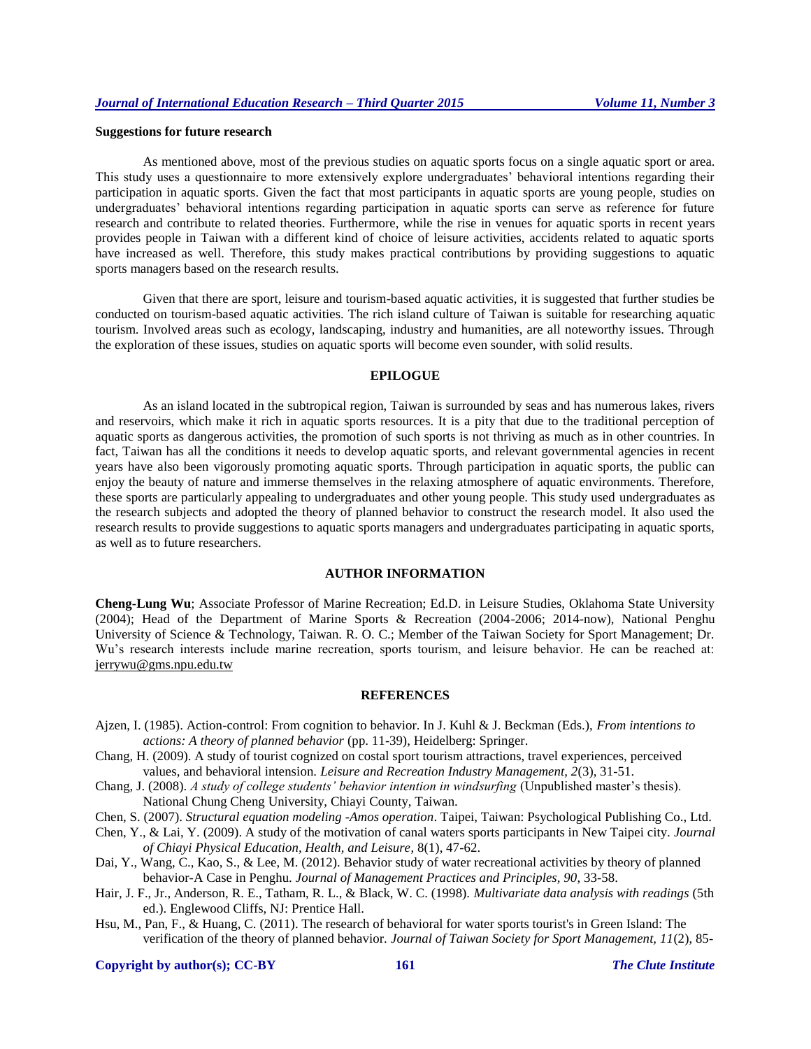**Suggestions for future research**

As mentioned above, most of the previous studies on aquatic sports focus on a single aquatic sport or area. This study uses a questionnaire to more extensively explore undergraduates' behavioral intentions regarding their participation in aquatic sports. Given the fact that most participants in aquatic sports are young people, studies on undergraduates' behavioral intentions regarding participation in aquatic sports can serve as reference for future research and contribute to related theories. Furthermore, while the rise in venues for aquatic sports in recent years provides people in Taiwan with a different kind of choice of leisure activities, accidents related to aquatic sports have increased as well. Therefore, this study makes practical contributions by providing suggestions to aquatic sports managers based on the research results.

Given that there are sport, leisure and tourism-based aquatic activities, it is suggested that further studies be conducted on tourism-based aquatic activities. The rich island culture of Taiwan is suitable for researching aquatic tourism. Involved areas such as ecology, landscaping, industry and humanities, are all noteworthy issues. Through the exploration of these issues, studies on aquatic sports will become even sounder, with solid results.

## EPILOGUE

As an island located in the subtropical region, Taiwan is surrounded by seas and has numerous lakes, rivers and reservoirs, which make it rich in aquatic sports resources. It is a pity that due to the traditional perception of aquatic sports as dangerous activities, the promotion of such sports is not thriving as much as in other countries. In fact, Taiwan has all the conditions it needs to develop aquatic sports, and relevant governmental agencies in recent years have also been vigorously promoting aquatic sports. Through participation in aquatic sports, the public can enjoy the beauty of nature and immerse themselves in the relaxing atmosphere of aquatic environments. Therefore, these sports are particularly appealing to undergraduates and other young people. This study used undergraduates as the research subjects and adopted the theory of planned behavior to construct the research model. It also used the research results to provide suggestions to aquatic sports managers and undergraduates participating in aquatic sports, as well as to future researchers.

## AUTHOR INFORMATION

**Cheng-Lung Wu**; Associate Professor of Marine Recreation; Ed.D. in Leisure Studies, Oklahoma State University (2004); Head of the Department of Marine Sports & Recreation (2004-2006; 2014-now), National Penghu University of Science & Technology, Taiwan. R. O. C.; Member of the Taiwan Society for Sport Management; Dr. Wu's research interests include marine recreation, sports tourism, and leisure behavior. He can be reached at: jerrywu@gms.npu.edu.tw

## REFERENCES

Ajzen, I. (1985). Action-control: From cognition to behavior. In J. Kuhl & J. Beckman (Eds.), *From intentions to actions: A theory of planned behavior* (pp. 11-39), Heidelberg: Springer.

Chang, H. (2009). A study of tourist cognized on costal sport tourism attractions, travel experiences, perceived values, and behavioral intension. *Leisure and Recreation Industry Management, 2*(3), 31-51.

Chang, J. (2008). *A study of college students' behavior intention in windsurfing* (Unpublished master's thesis). National Chung Cheng University, Chiayi County, Taiwan.

Chen, S. (2007). *Structural equation modeling -Amos operation*. Taipei, Taiwan: Psychological Publishing Co., Ltd.

Chen, Y., & Lai, Y. (2009). A study of the motivation of canal waters sports participants in New Taipei city. *Journal of Chiayi Physical Education, Health, and Leisure*, 8(1), 47-62.

Dai, Y., Wang, C., Kao, S., & Lee, M. (2012). Behavior study of water recreational activities by theory of planned behavior-A Case in Penghu. *Journal of Management Practices and Principles, 90*, 33-58.

Hair, J. F., Jr., Anderson, R. E., Tatham, R. L., & Black, W. C. (1998). *Multivariate data analysis with readings* (5th ed.). Englewood Cliffs, NJ: Prentice Hall.

Hsu, M., Pan, F., & Huang, C. (2011). The research of behavioral for water sports tourist's in Green Island: The verification of the theory of planned behavior. *Journal of Taiwan Society for Sport Management, 11*(2), 85-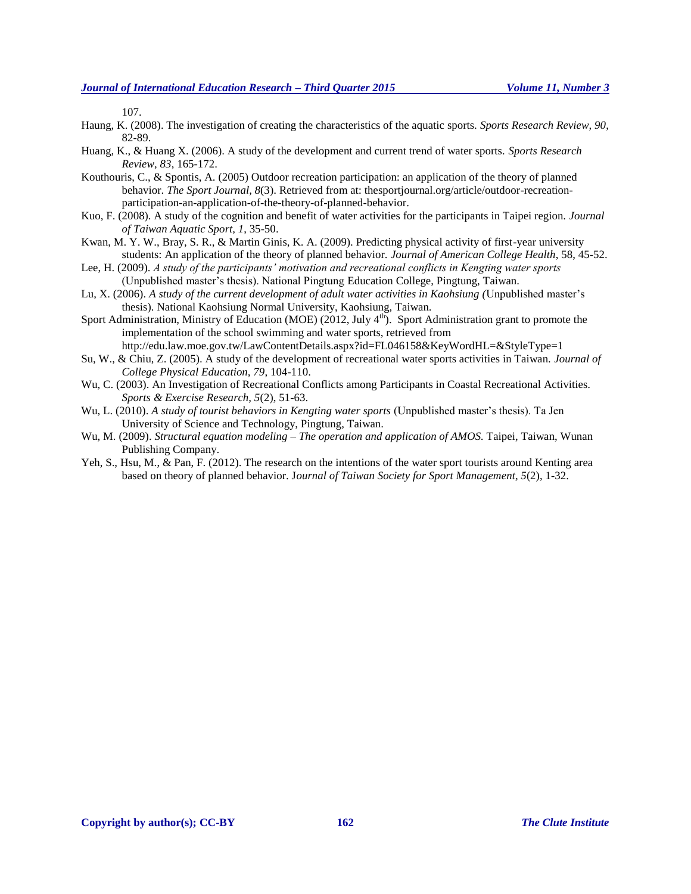107.

Haung, K. (2008). The investigation of creating the characteristics of the aquatic sports. *Sports Research Review, 90*, 82-89.

Huang, K., & Huang X. (2006). A study of the development and current trend of water sports. *Sports Research Review, 83*, 165-172.

Kouthouris, C., & Spontis, A. (2005) Outdoor recreation participation: an application of the theory of planned behavior. *The Sport Journal, 8*(3). Retrieved from at: thesportjournal.org/article/outdoor-recreation-participation-an-application-of-the-theory-of-planned-behavior.

Kuo, F. (2008). A study of the cognition and benefit of water activities for the participants in Taipei region. *Journal of Taiwan Aquatic Sport, 1*, 35-50.

Kwan, M. Y. W., Bray, S. R., & Martin Ginis, K. A. (2009). Predicting physical activity of first-year university students: An application of the theory of planned behavior. *Journal of American College Health*, 58, 45-52.

Lee, H. (2009). *A study of the participants' motivation and recreational conflicts in Kengting water sports* (Unpublished master's thesis). National Pingtung Education College, Pingtung, Taiwan.

Lu, X. (2006). *A study of the current development of adult water activities in Kaohsiung (*Unpublished master's thesis). National Kaohsiung Normal University, Kaohsiung, Taiwan.

Sport Administration, Ministry of Education (MOE) (2012, July 4th). Sport Administration grant to promote the implementation of the school swimming and water sports, retrieved from http://edu.law.moe.gov.tw/LawContentDetails.aspx?id=FL046158&KeyWordHL=&StyleType=1

Su, W., & Chiu, Z. (2005). A study of the development of recreational water sports activities in Taiwan. *Journal of College Physical Education, 79*, 104-110.

Wu, C. (2003). An Investigation of Recreational Conflicts among Participants in Coastal Recreational Activities. *Sports & Exercise Research, 5*(2), 51-63.

Wu, L. (2010). *A study of tourist behaviors in Kengting water sports* (Unpublished master's thesis). Ta Jen University of Science and Technology, Pingtung, Taiwan.

Wu, M. (2009). *Structural equation modeling – The operation and application of AMOS.* Taipei, Taiwan, Wunan Publishing Company.

Yeh, S., Hsu, M., & Pan, F. (2012). The research on the intentions of the water sport tourists around Kenting area based on theory of planned behavior. J*ournal of Taiwan Society for Sport Management, 5*(2), 1-32.